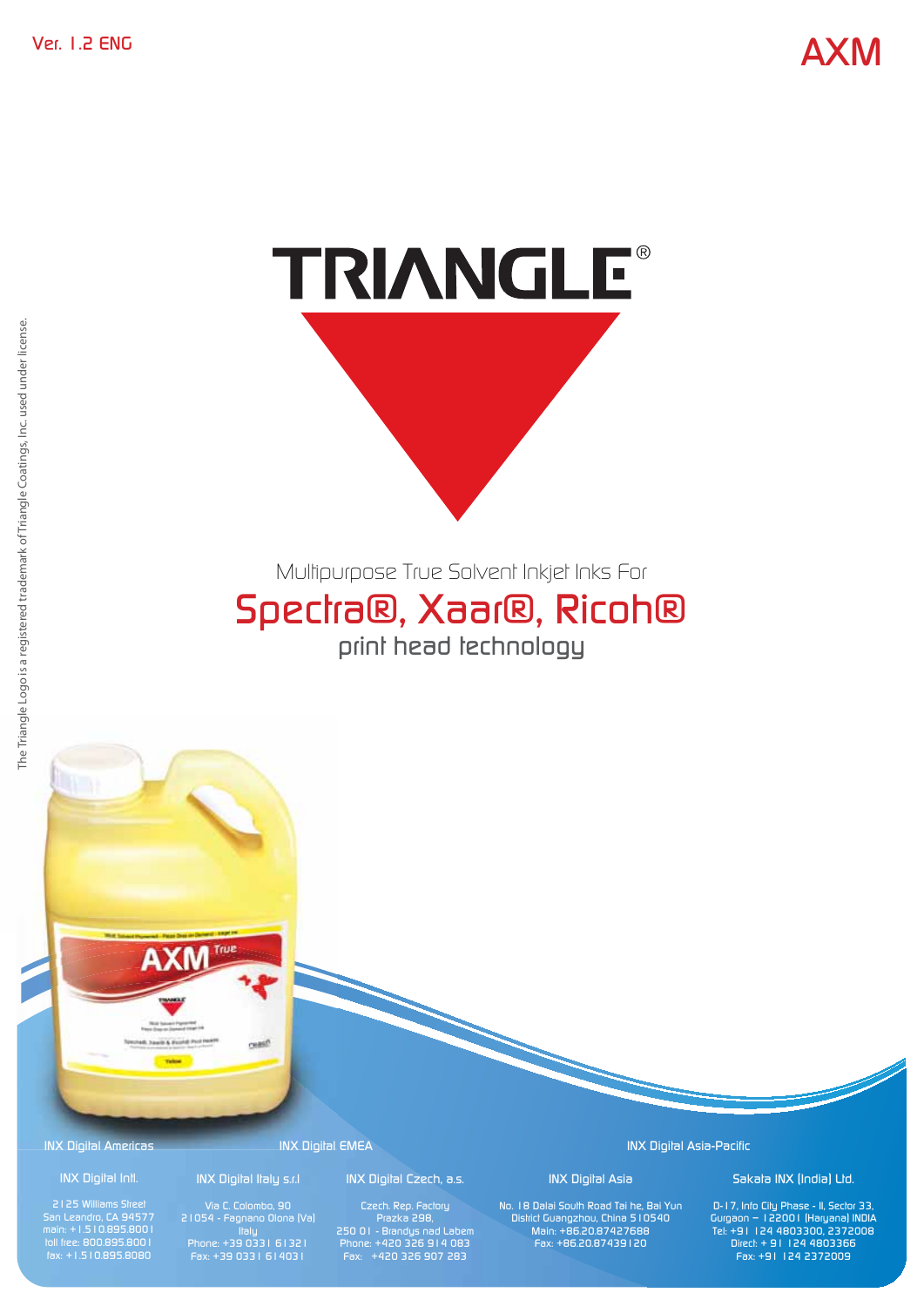Ver. 1.2 ENG

AXM

# TRIANGLE®

Multipurpose True Solvent Inkjet Inks For

## Spectra®, Xaar®, Ricoh®

print head technology

The Triangle Logo is a registered trademark of Triangle Coatings, Inc. used under license.

**INX Digital Americas**

**INX Digital Intl.**
2125 Williams Street
San Leandro, CA 94577
main: +1.510.895.8001
toll free: 800.895.8001
fax: +1.510.895.8080

**INX Digital EMEA**

**INX Digital Italy s.r.l**
Via C. Colombo, 90
21054 - Fagnano Olona (Va)
Italy
Phone: +39 0331 61321
Fax: +39 0331 614031

**INX Digital Czech, a.s.**
Czech. Rep. Factory
Prazka 298,
250 01 - Brandys nad Labem
Phone: +420 326 914 083
Fax: +420 326 907 283

**INX Digital Asia-Pacific**

**INX Digital Asia**
No. 18 Dalai South Road Tai he, Bai Yun
District Guangzhou, China 510540
Main: +86.20.87427688
Fax: +86.20.87439120

**Sakata INX (India) Ltd.**
D-17, Info City Phase - II, Sector 33,
Gurgaon – 122001 (Haryana) INDIA
Tel: +91 124 4803300, 2372008
Direct: + 91 124 4803366
Fax: +91 124 2372009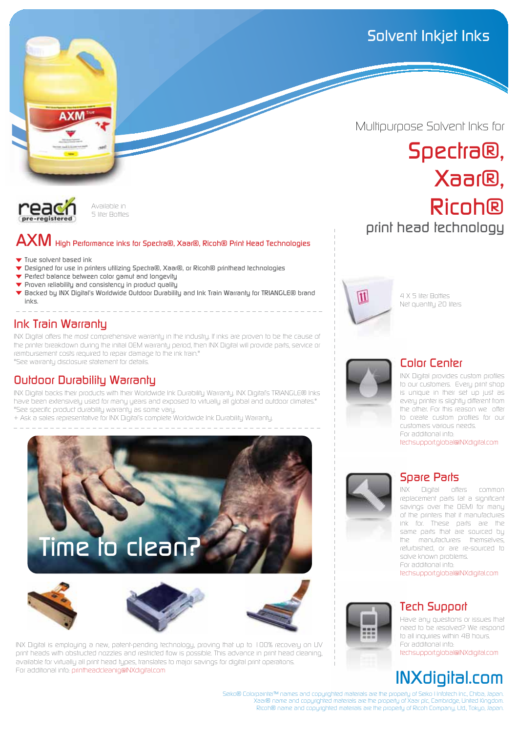# Solvent Inkjet Inks

Multipurpose Solvent Inks for

**Spectra®, Xaar®, Ricoh®**

print head technology

Available in 5 liter Bottles

## AXM High Performance inks for Spectra®, Xaar®, Ricoh® Print Head Technologies

- True solvent based ink
- Designed for use in printers utilizing Spectra®, Xaar®, or Ricoh® printhead technologies
- Perfect balance between color gamut and longevity
- Proven reliability and consistency in product quality
- Backed by INX Digital's Worldwide Outdoor Durability and Ink Train Warranty for TRIANGLE® brand inks.

## Ink Train Warranty

INX Digital offers the most comprehensive warranty in the industry. If inks are proven to be the cause of the printer breakdown during the initial OEM warranty period, then INX Digital will provide parts, service or reimbursement costs required to repair damage to the ink train.*
*See warranty disclosure statement for details.

## Outdoor Durability Warranty

INX Digital backs their products with their Worldwide Ink Durability Warranty. INX Digital's TRIANGLE® Inks have been extensively used for many years and exposed to virtually all global and outdoor climates.*
*See specific product durability warranty as some vary.
+ Ask a sales representative for INX Digital's complete Worldwide Ink Durability Warranty.

Time to clean?

INX Digital is employing a new, patent-pending technology, proving that up to 100% recovery on UV print heads with obstructed nozzles and restricted flow is possible. This advance in print head cleaning, available for virtually all print head types, translates to major savings for digital print operations.
For additional info: printheadcleanig@INXdigital.com

4 X 5 liter Bottles
Net quantity 20 liters

## Color Center

INX Digital provides custom profiles to our customers. Every print shop is unique in their set up just as every printer is slightly different from the other. For this reason we offer to create custom profiles for our customers various needs.
For additional info:
techsupport.global@INXdigital.com

## Spare Parts

INX Digital offers common replacement parts (at a significant savings over the OEM) for many of the printers that it manufactures ink for. These parts are the same parts that are sourced by the manufacturers themselves, refurbished, or are re-sourced to solve known problems.
For additional info:
techsupport.global@INXdigital.com

## Tech Support

Have any questions or issues that need to be resolved? We respond to all inquiries within 48 hours.
For additional info:
techsupport.global@INXdigital.com

**INXdigital.com**

Seiko® Colorpainter™ names and copyrighted materials are the property of Seiko I Infotech Inc, Chiba, Japan.
Xaar® name and copyrighted materials are the property of Xaar plc, Cambridge, United Kingdom.
Ricoh® name and copyrighted materials are the property of Ricoh Company, Ltd., Tokyo, Japan.